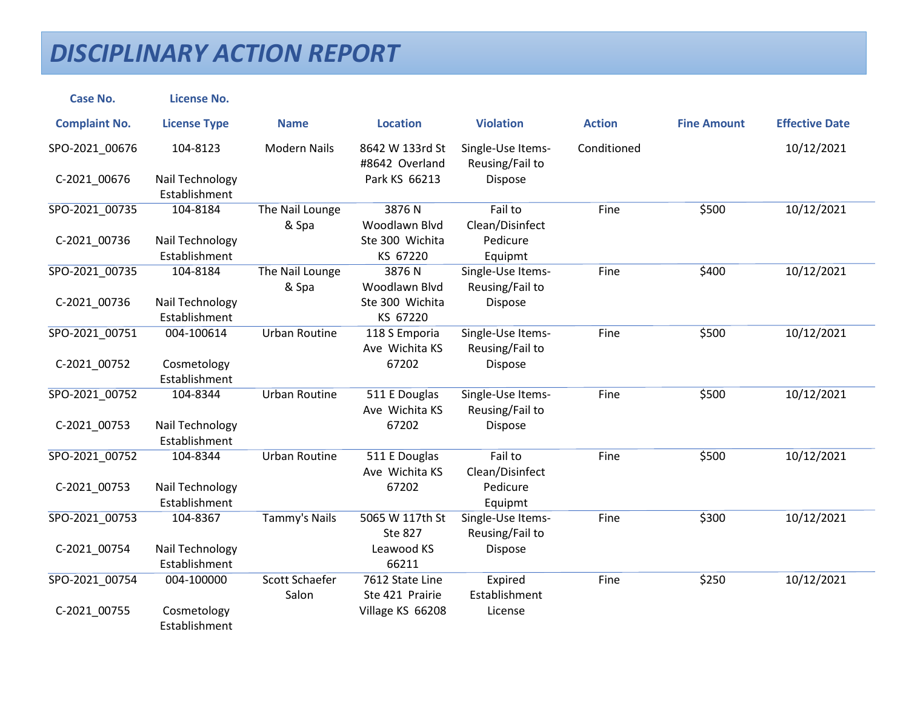# DISCIPLINARY ACTION REPORT

| Case No. / Complaint No. | License No. / License Type | Name | Location | Violation | Action | Fine Amount | Effective Date |
|---|---|---|---|---|---|---|---|
| SPO-2021_00676 C-2021_00676 | 104-8123 Nail Technology Establishment | Modern Nails | 8642 W 133rd St #8642 Overland Park KS 66213 | Single-Use Items-Reusing/Fail to Dispose | Conditioned | | 10/12/2021 |
| SPO-2021_00735 C-2021_00736 | 104-8184 Nail Technology Establishment | The Nail Lounge & Spa | 3876 N Woodlawn Blvd Ste 300 Wichita KS 67220 | Fail to Clean/Disinfect Pedicure Equipmt | Fine | $500 | 10/12/2021 |
| SPO-2021_00735 C-2021_00736 | 104-8184 Nail Technology Establishment | The Nail Lounge & Spa | 3876 N Woodlawn Blvd Ste 300 Wichita KS 67220 | Single-Use Items-Reusing/Fail to Dispose | Fine | $400 | 10/12/2021 |
| SPO-2021_00751 C-2021_00752 | 004-100614 Cosmetology Establishment | Urban Routine | 118 S Emporia Ave Wichita KS 67202 | Single-Use Items-Reusing/Fail to Dispose | Fine | $500 | 10/12/2021 |
| SPO-2021_00752 C-2021_00753 | 104-8344 Nail Technology Establishment | Urban Routine | 511 E Douglas Ave Wichita KS 67202 | Single-Use Items-Reusing/Fail to Dispose | Fine | $500 | 10/12/2021 |
| SPO-2021_00752 C-2021_00753 | 104-8344 Nail Technology Establishment | Urban Routine | 511 E Douglas Ave Wichita KS 67202 | Fail to Clean/Disinfect Pedicure Equipmt | Fine | $500 | 10/12/2021 |
| SPO-2021_00753 C-2021_00754 | 104-8367 Nail Technology Establishment | Tammy's Nails | 5065 W 117th St Ste 827 Leawood KS 66211 | Single-Use Items-Reusing/Fail to Dispose | Fine | $300 | 10/12/2021 |
| SPO-2021_00754 C-2021_00755 | 004-100000 Cosmetology Establishment | Scott Schaefer Salon | 7612 State Line Ste 421 Prairie Village KS 66208 | Expired Establishment License | Fine | $250 | 10/12/2021 |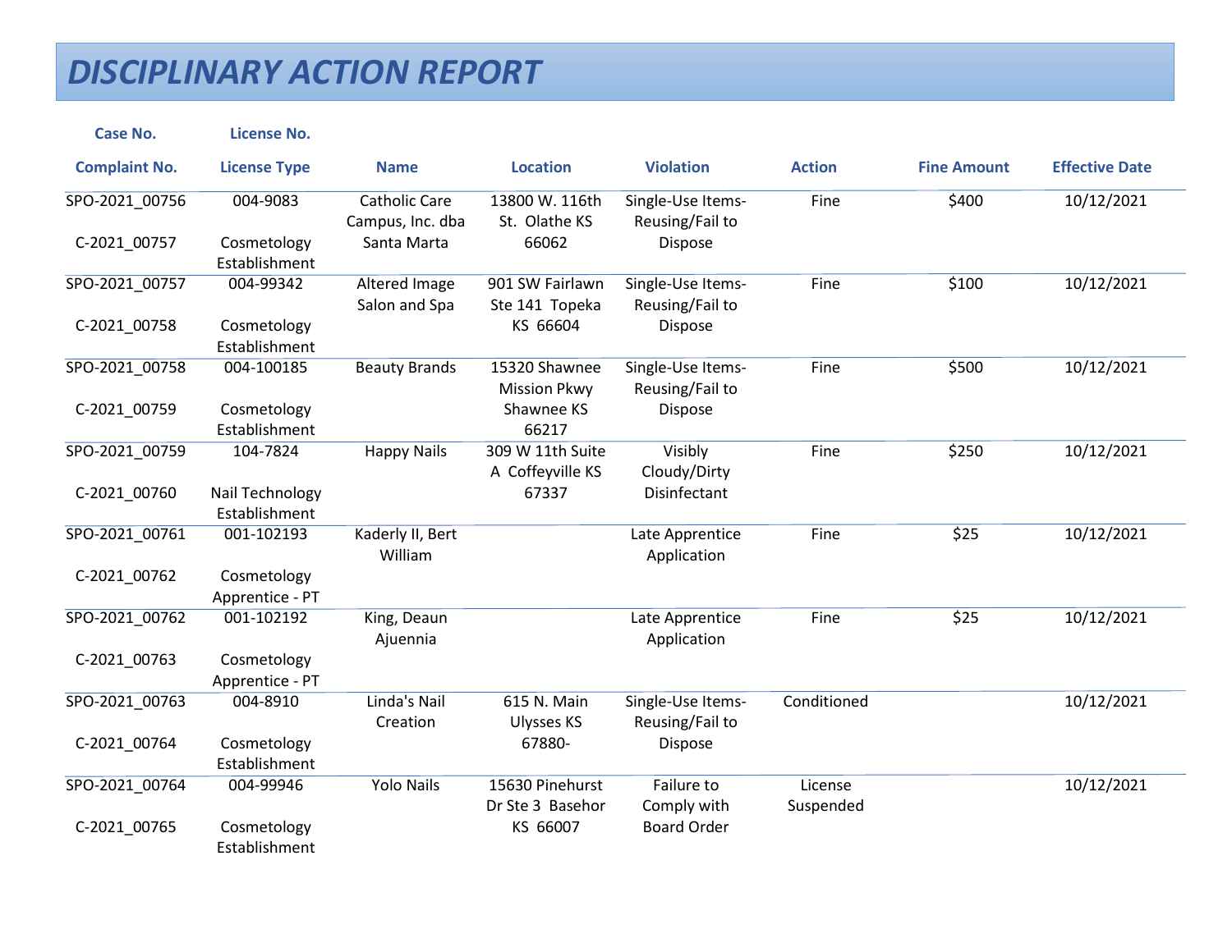# DISCIPLINARY ACTION REPORT

| Case No. / Complaint No. | License No. / License Type | Name | Location | Violation | Action | Fine Amount | Effective Date |
|---|---|---|---|---|---|---|---|
| SPO-2021_00756 C-2021_00757 | 004-9083 Cosmetology Establishment | Catholic Care Campus, Inc. dba Santa Marta | 13800 W. 116th St. Olathe KS 66062 | Single-Use Items-Reusing/Fail to Dispose | Fine | $400 | 10/12/2021 |
| SPO-2021_00757 C-2021_00758 | 004-99342 Cosmetology Establishment | Altered Image Salon and Spa | 901 SW Fairlawn Ste 141 Topeka KS 66604 | Single-Use Items-Reusing/Fail to Dispose | Fine | $100 | 10/12/2021 |
| SPO-2021_00758 C-2021_00759 | 004-100185 Cosmetology Establishment | Beauty Brands | 15320 Shawnee Mission Pkwy Shawnee KS 66217 | Single-Use Items-Reusing/Fail to Dispose | Fine | $500 | 10/12/2021 |
| SPO-2021_00759 C-2021_00760 | 104-7824 Nail Technology Establishment | Happy Nails | 309 W 11th Suite A Coffeyville KS 67337 | Visibly Cloudy/Dirty Disinfectant | Fine | $250 | 10/12/2021 |
| SPO-2021_00761 C-2021_00762 | 001-102193 Cosmetology Apprentice - PT | Kaderly II, Bert William | | Late Apprentice Application | Fine | $25 | 10/12/2021 |
| SPO-2021_00762 C-2021_00763 | 001-102192 Cosmetology Apprentice - PT | King, Deaun Ajuennia | | Late Apprentice Application | Fine | $25 | 10/12/2021 |
| SPO-2021_00763 C-2021_00764 | 004-8910 Cosmetology Establishment | Linda's Nail Creation | 615 N. Main Ulysses KS 67880- | Single-Use Items-Reusing/Fail to Dispose | Conditioned | | 10/12/2021 |
| SPO-2021_00764 C-2021_00765 | 004-99946 Cosmetology Establishment | Yolo Nails | 15630 Pinehurst Dr Ste 3 Basehor KS 66007 | Failure to Comply with Board Order | License Suspended | | 10/12/2021 |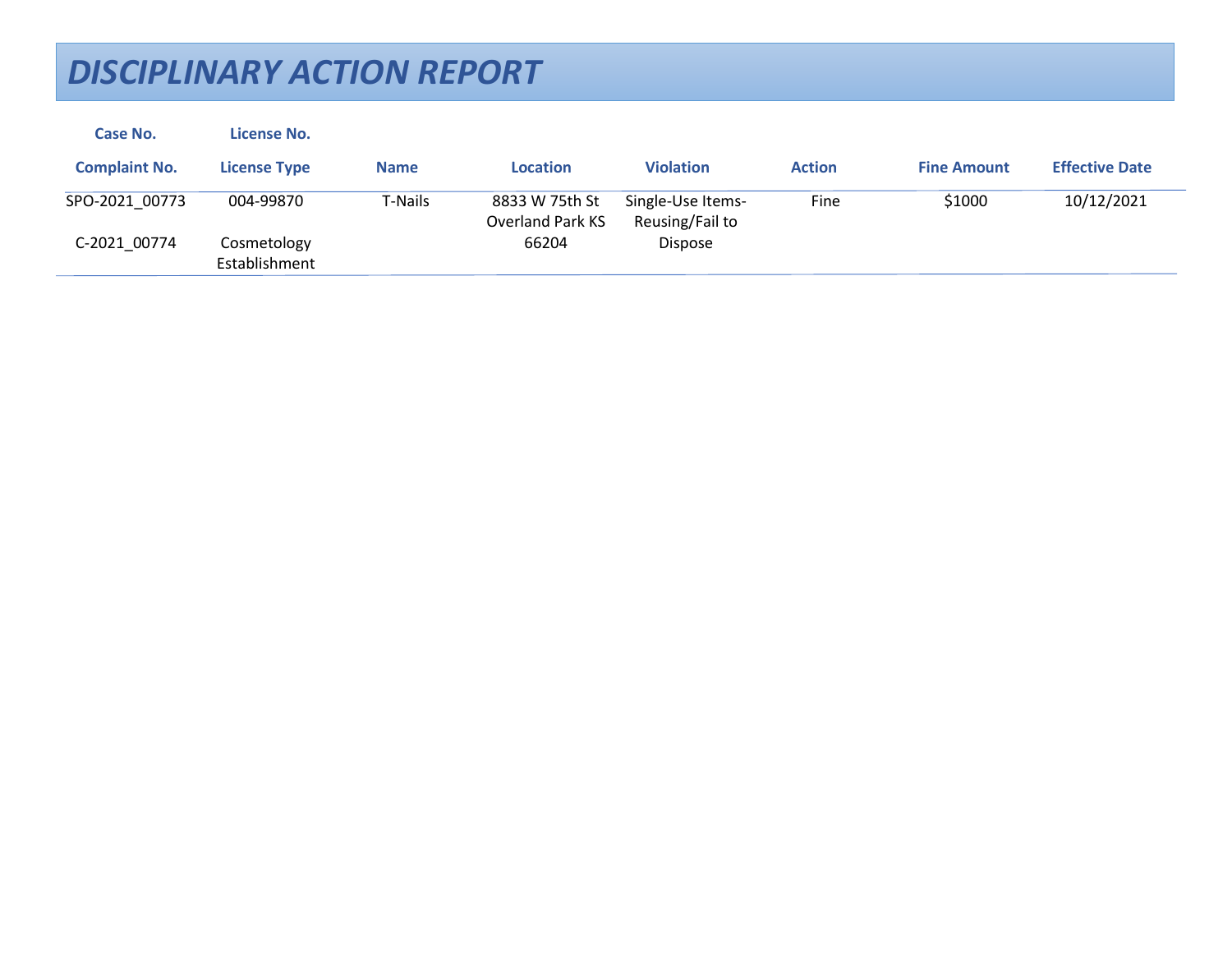# DISCIPLINARY ACTION REPORT

| Case No.<br>Complaint No. | License No.<br>License Type | Name | Location | Violation | Action | Fine Amount | Effective Date |
|---|---|---|---|---|---|---|---|
| SPO-2021_00773<br>C-2021_00774 | 004-99870<br>Cosmetology Establishment | T-Nails | 8833 W 75th St Overland Park KS 66204 | Single-Use Items-Reusing/Fail to Dispose | Fine | $1000 | 10/12/2021 |